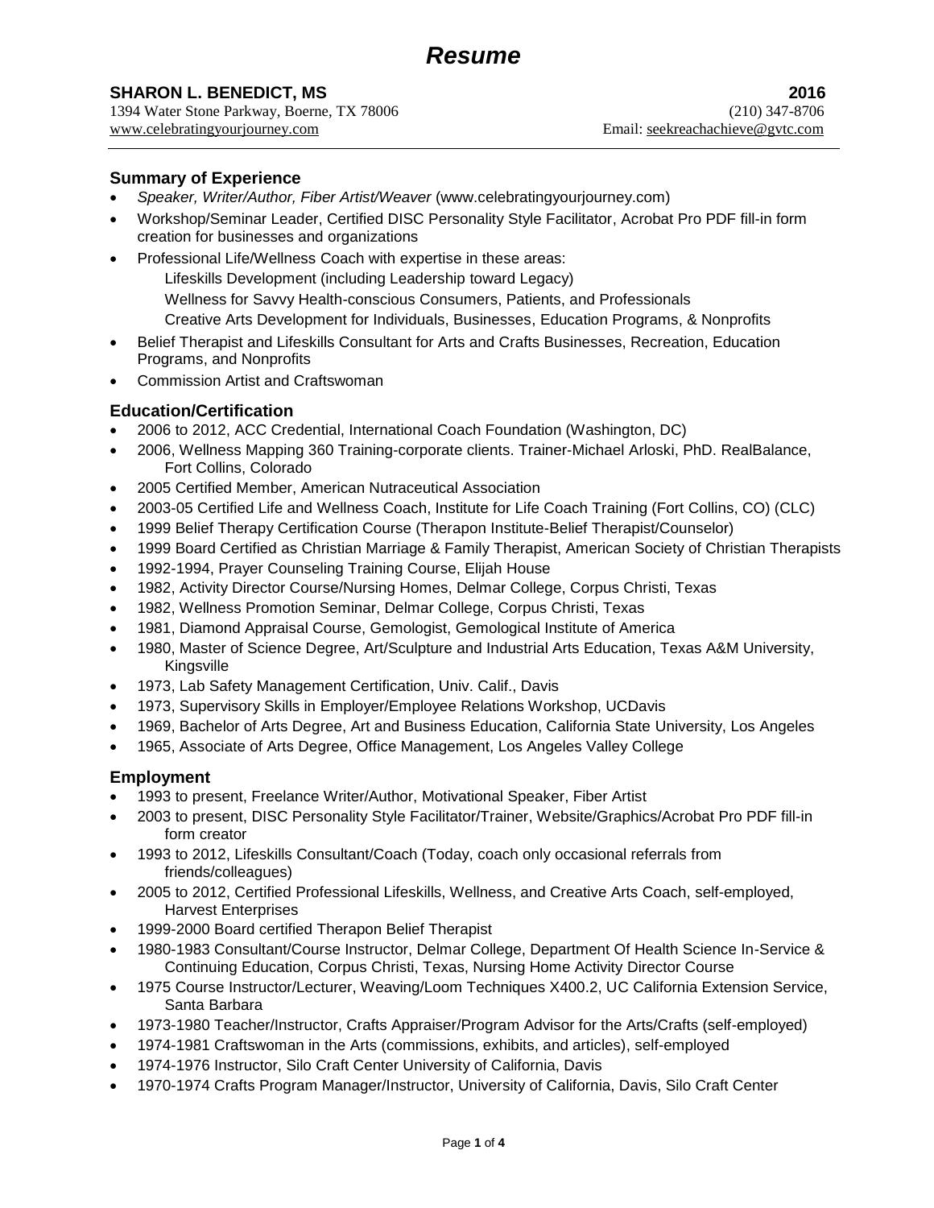# *Resume*

**SHARON L. BENEDICT, MS** **2016**

1394 Water Stone Parkway, Boerne, TX 78006 (210) 347-8706

www.celebratingyourjourney.com Email: seekreachachieve@gvtc.com

---

### Summary of Experience

- *Speaker, Writer/Author, Fiber Artist/Weaver* (www.celebratingyourjourney.com)
- Workshop/Seminar Leader, Certified DISC Personality Style Facilitator, Acrobat Pro PDF fill-in form creation for businesses and organizations
- Professional Life/Wellness Coach with expertise in these areas:
  - Lifeskills Development (including Leadership toward Legacy)
  - Wellness for Savvy Health-conscious Consumers, Patients, and Professionals
  - Creative Arts Development for Individuals, Businesses, Education Programs, & Nonprofits
- Belief Therapist and Lifeskills Consultant for Arts and Crafts Businesses, Recreation, Education Programs, and Nonprofits
- Commission Artist and Craftswoman

### Education/Certification

- 2006 to 2012, ACC Credential, International Coach Foundation (Washington, DC)
- 2006, Wellness Mapping 360 Training-corporate clients. Trainer-Michael Arloski, PhD. RealBalance, Fort Collins, Colorado
- 2005 Certified Member, American Nutraceutical Association
- 2003-05 Certified Life and Wellness Coach, Institute for Life Coach Training (Fort Collins, CO) (CLC)
- 1999 Belief Therapy Certification Course (Therapon Institute-Belief Therapist/Counselor)
- 1999 Board Certified as Christian Marriage & Family Therapist, American Society of Christian Therapists
- 1992-1994, Prayer Counseling Training Course, Elijah House
- 1982, Activity Director Course/Nursing Homes, Delmar College, Corpus Christi, Texas
- 1982, Wellness Promotion Seminar, Delmar College, Corpus Christi, Texas
- 1981, Diamond Appraisal Course, Gemologist, Gemological Institute of America
- 1980, Master of Science Degree, Art/Sculpture and Industrial Arts Education, Texas A&M University, Kingsville
- 1973, Lab Safety Management Certification, Univ. Calif., Davis
- 1973, Supervisory Skills in Employer/Employee Relations Workshop, UCDavis
- 1969, Bachelor of Arts Degree, Art and Business Education, California State University, Los Angeles
- 1965, Associate of Arts Degree, Office Management, Los Angeles Valley College

### Employment

- 1993 to present, Freelance Writer/Author, Motivational Speaker, Fiber Artist
- 2003 to present, DISC Personality Style Facilitator/Trainer, Website/Graphics/Acrobat Pro PDF fill-in form creator
- 1993 to 2012, Lifeskills Consultant/Coach (Today, coach only occasional referrals from friends/colleagues)
- 2005 to 2012, Certified Professional Lifeskills, Wellness, and Creative Arts Coach, self-employed, Harvest Enterprises
- 1999-2000 Board certified Therapon Belief Therapist
- 1980-1983 Consultant/Course Instructor, Delmar College, Department Of Health Science In-Service & Continuing Education, Corpus Christi, Texas, Nursing Home Activity Director Course
- 1975 Course Instructor/Lecturer, Weaving/Loom Techniques X400.2, UC California Extension Service, Santa Barbara
- 1973-1980 Teacher/Instructor, Crafts Appraiser/Program Advisor for the Arts/Crafts (self-employed)
- 1974-1981 Craftswoman in the Arts (commissions, exhibits, and articles), self-employed
- 1974-1976 Instructor, Silo Craft Center University of California, Davis
- 1970-1974 Crafts Program Manager/Instructor, University of California, Davis, Silo Craft Center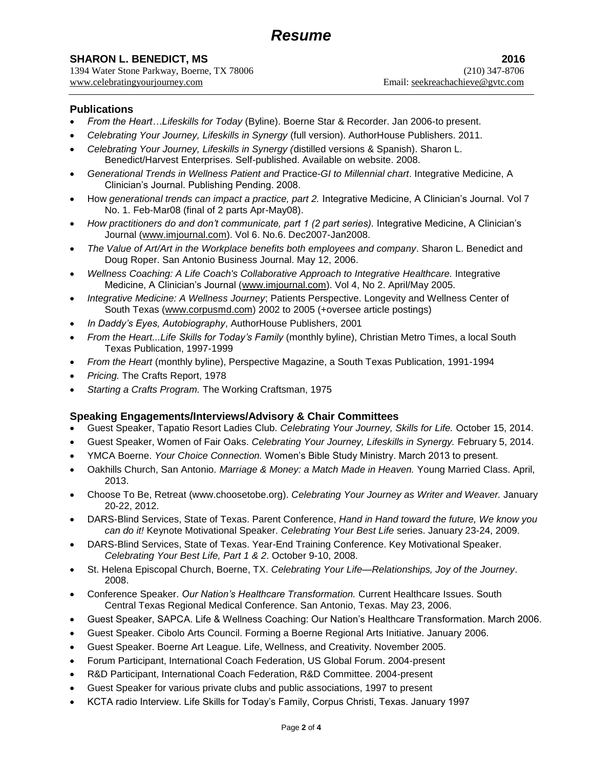# *Resume*

**SHARON L. BENEDICT, MS** **2016**
1394 Water Stone Parkway, Boerne, TX 78006 (210) 347-8706
www.celebratingyourjourney.com Email: seekreachachieve@gvtc.com

### Publications

- *From the Heart…Lifeskills for Today* (Byline). Boerne Star & Recorder. Jan 2006-to present.
- *Celebrating Your Journey, Lifeskills in Synergy* (full version). AuthorHouse Publishers. 2011.
- *Celebrating Your Journey, Lifeskills in Synergy (*distilled versions & Spanish). Sharon L. Benedict/Harvest Enterprises. Self-published. Available on website. 2008.
- *Generational Trends in Wellness Patient and* Practice-*GI to Millennial chart*. Integrative Medicine, A Clinician's Journal. Publishing Pending. 2008.
- How *generational trends can impact a practice, part 2.* Integrative Medicine, A Clinician's Journal. Vol 7 No. 1. Feb-Mar08 (final of 2 parts Apr-May08).
- *How practitioners do and don't communicate, part 1 (2 part series).* Integrative Medicine, A Clinician's Journal (www.imjournal.com). Vol 6. No.6. Dec2007-Jan2008.
- *The Value of Art/Art in the Workplace benefits both employees and company*. Sharon L. Benedict and Doug Roper. San Antonio Business Journal. May 12, 2006.
- *Wellness Coaching: A Life Coach's Collaborative Approach to Integrative Healthcare.* Integrative Medicine, A Clinician's Journal (www.imjournal.com). Vol 4, No 2. April/May 2005.
- *Integrative Medicine: A Wellness Journey*; Patients Perspective. Longevity and Wellness Center of South Texas (www.corpusmd.com) 2002 to 2005 (+oversee article postings)
- *In Daddy's Eyes, Autobiography*, AuthorHouse Publishers, 2001
- *From the Heart...Life Skills for Today's Family* (monthly byline), Christian Metro Times, a local South Texas Publication, 1997-1999
- *From the Heart* (monthly byline), Perspective Magazine, a South Texas Publication, 1991-1994
- *Pricing.* The Crafts Report, 1978
- *Starting a Crafts Program.* The Working Craftsman, 1975

### Speaking Engagements/Interviews/Advisory & Chair Committees

- Guest Speaker, Tapatio Resort Ladies Club. *Celebrating Your Journey, Skills for Life.* October 15, 2014.
- Guest Speaker, Women of Fair Oaks. *Celebrating Your Journey, Lifeskills in Synergy.* February 5, 2014.
- YMCA Boerne. *Your Choice Connection.* Women's Bible Study Ministry. March 2013 to present.
- Oakhills Church, San Antonio. *Marriage & Money: a Match Made in Heaven.* Young Married Class. April, 2013.
- Choose To Be, Retreat (www.choosetobe.org). *Celebrating Your Journey as Writer and Weaver.* January 20-22, 2012.
- DARS-Blind Services, State of Texas. Parent Conference, *Hand in Hand toward the future, We know you can do it!* Keynote Motivational Speaker. *Celebrating Your Best Life* series. January 23-24, 2009.
- DARS-Blind Services, State of Texas. Year-End Training Conference. Key Motivational Speaker. *Celebrating Your Best Life, Part 1 & 2*. October 9-10, 2008.
- St. Helena Episcopal Church, Boerne, TX. *Celebrating Your Life—Relationships, Joy of the Journey*. 2008.
- Conference Speaker. *Our Nation's Healthcare Transformation.* Current Healthcare Issues. South Central Texas Regional Medical Conference. San Antonio, Texas. May 23, 2006.
- Guest Speaker, SAPCA. Life & Wellness Coaching: Our Nation's Healthcare Transformation. March 2006.
- Guest Speaker. Cibolo Arts Council. Forming a Boerne Regional Arts Initiative. January 2006.
- Guest Speaker. Boerne Art League. Life, Wellness, and Creativity. November 2005.
- Forum Participant, International Coach Federation, US Global Forum. 2004-present
- R&D Participant, International Coach Federation, R&D Committee. 2004-present
- Guest Speaker for various private clubs and public associations, 1997 to present
- KCTA radio Interview. Life Skills for Today's Family, Corpus Christi, Texas. January 1997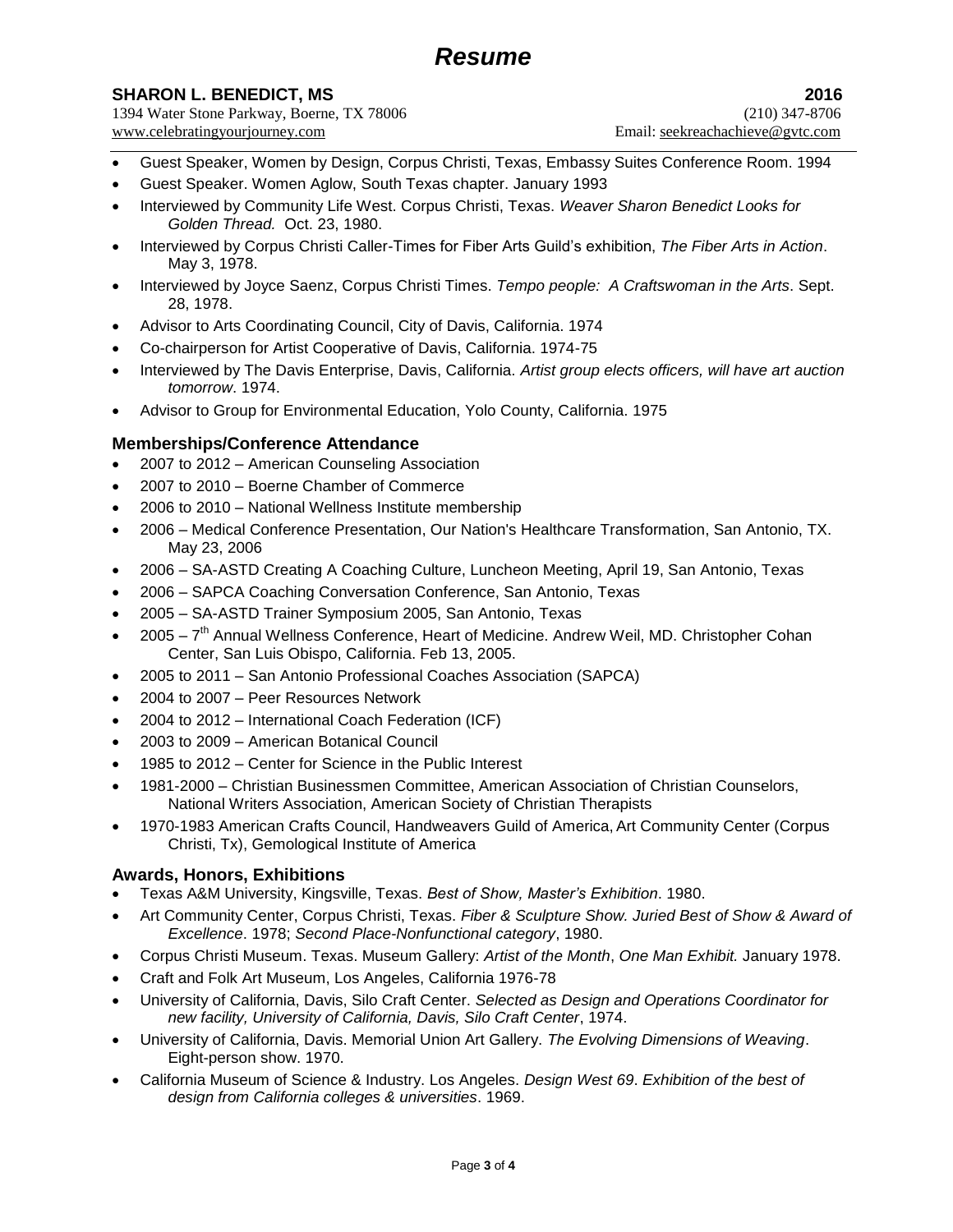# *Resume*

**SHARON L. BENEDICT, MS** **2016**
1394 Water Stone Parkway, Boerne, TX 78006 (210) 347-8706
www.celebratingyourjourney.com Email: seekreachachieve@gvtc.com

- Guest Speaker, Women by Design, Corpus Christi, Texas, Embassy Suites Conference Room. 1994
- Guest Speaker. Women Aglow, South Texas chapter. January 1993
- Interviewed by Community Life West. Corpus Christi, Texas. *Weaver Sharon Benedict Looks for Golden Thread.* Oct. 23, 1980.
- Interviewed by Corpus Christi Caller-Times for Fiber Arts Guild's exhibition, *The Fiber Arts in Action*. May 3, 1978.
- Interviewed by Joyce Saenz, Corpus Christi Times. *Tempo people: A Craftswoman in the Arts*. Sept. 28, 1978.
- Advisor to Arts Coordinating Council, City of Davis, California. 1974
- Co-chairperson for Artist Cooperative of Davis, California. 1974-75
- Interviewed by The Davis Enterprise, Davis, California. *Artist group elects officers, will have art auction tomorrow*. 1974.
- Advisor to Group for Environmental Education, Yolo County, California. 1975

### Memberships/Conference Attendance

- 2007 to 2012 – American Counseling Association
- 2007 to 2010 – Boerne Chamber of Commerce
- 2006 to 2010 – National Wellness Institute membership
- 2006 – Medical Conference Presentation, Our Nation's Healthcare Transformation, San Antonio, TX. May 23, 2006
- 2006 – SA-ASTD Creating A Coaching Culture, Luncheon Meeting, April 19, San Antonio, Texas
- 2006 – SAPCA Coaching Conversation Conference, San Antonio, Texas
- 2005 – SA-ASTD Trainer Symposium 2005, San Antonio, Texas
- 2005 – 7th Annual Wellness Conference, Heart of Medicine. Andrew Weil, MD. Christopher Cohan Center, San Luis Obispo, California. Feb 13, 2005.
- 2005 to 2011 – San Antonio Professional Coaches Association (SAPCA)
- 2004 to 2007 – Peer Resources Network
- 2004 to 2012 – International Coach Federation (ICF)
- 2003 to 2009 – American Botanical Council
- 1985 to 2012 – Center for Science in the Public Interest
- 1981-2000 – Christian Businessmen Committee, American Association of Christian Counselors, National Writers Association, American Society of Christian Therapists
- 1970-1983 American Crafts Council, Handweavers Guild of America, Art Community Center (Corpus Christi, Tx), Gemological Institute of America

### Awards, Honors, Exhibitions

- Texas A&M University, Kingsville, Texas. *Best of Show, Master's Exhibition*. 1980.
- Art Community Center, Corpus Christi, Texas. *Fiber & Sculpture Show. Juried Best of Show & Award of Excellence*. 1978; *Second Place-Nonfunctional category*, 1980.
- Corpus Christi Museum. Texas. Museum Gallery: *Artist of the Month*, *One Man Exhibit.* January 1978.
- Craft and Folk Art Museum, Los Angeles, California 1976-78
- University of California, Davis, Silo Craft Center. *Selected as Design and Operations Coordinator for new facility, University of California, Davis, Silo Craft Center*, 1974.
- University of California, Davis. Memorial Union Art Gallery. *The Evolving Dimensions of Weaving*. Eight-person show. 1970.
- California Museum of Science & Industry. Los Angeles. *Design West 69*. *Exhibition of the best of design from California colleges & universities*. 1969.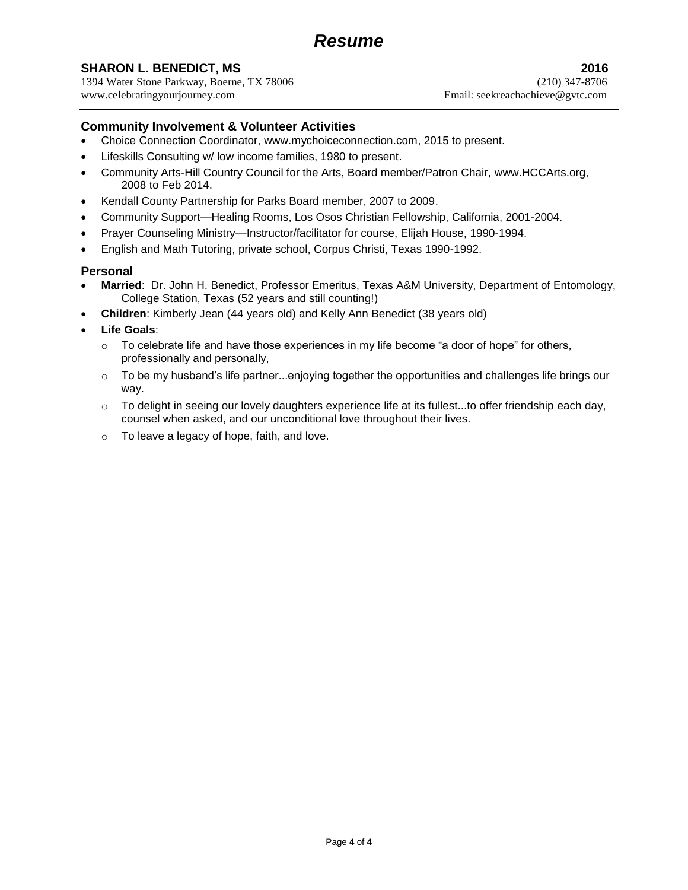# *Resume*

**SHARON L. BENEDICT, MS** **2016**

1394 Water Stone Parkway, Boerne, TX 78006 (210) 347-8706

www.celebratingyourjourney.com Email: seekreachachieve@gvtc.com

---

## Community Involvement & Volunteer Activities

- Choice Connection Coordinator, www.mychoiceconnection.com, 2015 to present.
- Lifeskills Consulting w/ low income families, 1980 to present.
- Community Arts-Hill Country Council for the Arts, Board member/Patron Chair, www.HCCArts.org, 2008 to Feb 2014.
- Kendall County Partnership for Parks Board member, 2007 to 2009.
- Community Support—Healing Rooms, Los Osos Christian Fellowship, California, 2001-2004.
- Prayer Counseling Ministry—Instructor/facilitator for course, Elijah House, 1990-1994.
- English and Math Tutoring, private school, Corpus Christi, Texas 1990-1992.

## Personal

- **Married**: Dr. John H. Benedict, Professor Emeritus, Texas A&M University, Department of Entomology, College Station, Texas (52 years and still counting!)
- **Children**: Kimberly Jean (44 years old) and Kelly Ann Benedict (38 years old)
- **Life Goals**:
  - To celebrate life and have those experiences in my life become "a door of hope" for others, professionally and personally,
  - To be my husband's life partner...enjoying together the opportunities and challenges life brings our way.
  - To delight in seeing our lovely daughters experience life at its fullest...to offer friendship each day, counsel when asked, and our unconditional love throughout their lives.
  - To leave a legacy of hope, faith, and love.